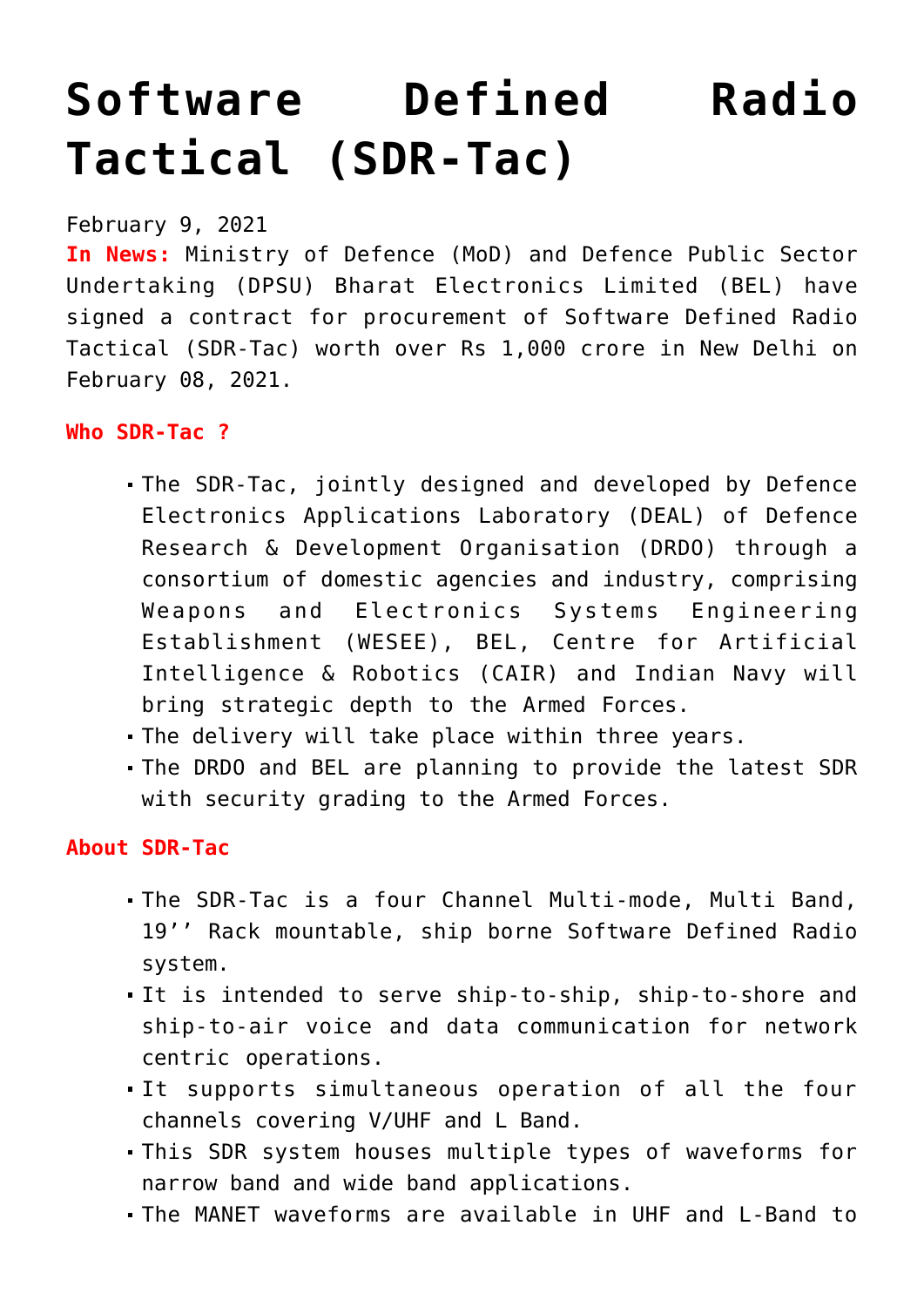# Software Defined Radio Tactical (SDR-Tac)

February 9, 2021

**In News:** Ministry of Defence (MoD) and Defence Public Sector Undertaking (DPSU) Bharat Electronics Limited (BEL) have signed a contract for procurement of Software Defined Radio Tactical (SDR-Tac) worth over Rs 1,000 crore in New Delhi on February 08, 2021.

**Who SDR-Tac ?**

- The SDR-Tac, jointly designed and developed by Defence Electronics Applications Laboratory (DEAL) of Defence Research & Development Organisation (DRDO) through a consortium of domestic agencies and industry, comprising Weapons and Electronics Systems Engineering Establishment (WESEE), BEL, Centre for Artificial Intelligence & Robotics (CAIR) and Indian Navy will bring strategic depth to the Armed Forces.
- The delivery will take place within three years.
- The DRDO and BEL are planning to provide the latest SDR with security grading to the Armed Forces.

**About SDR-Tac**

- The SDR-Tac is a four Channel Multi-mode, Multi Band, 19'' Rack mountable, ship borne Software Defined Radio system.
- It is intended to serve ship-to-ship, ship-to-shore and ship-to-air voice and data communication for network centric operations.
- It supports simultaneous operation of all the four channels covering V/UHF and L Band.
- This SDR system houses multiple types of waveforms for narrow band and wide band applications.
- The MANET waveforms are available in UHF and L-Band to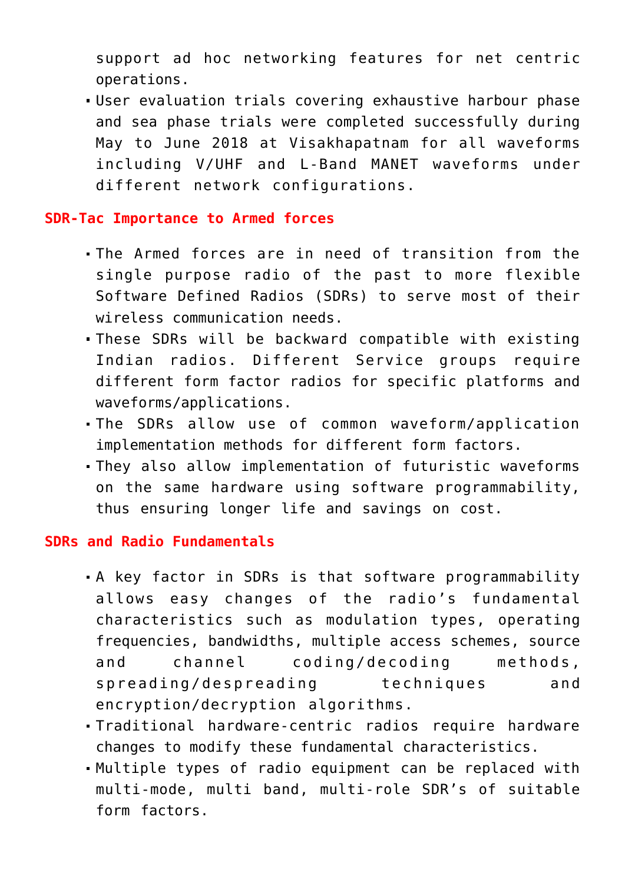support ad hoc networking features for net centric operations.

- User evaluation trials covering exhaustive harbour phase and sea phase trials were completed successfully during May to June 2018 at Visakhapatnam for all waveforms including V/UHF and L-Band MANET waveforms under different network configurations.

**SDR-Tac Importance to Armed forces**

- The Armed forces are in need of transition from the single purpose radio of the past to more flexible Software Defined Radios (SDRs) to serve most of their wireless communication needs.
- These SDRs will be backward compatible with existing Indian radios. Different Service groups require different form factor radios for specific platforms and waveforms/applications.
- The SDRs allow use of common waveform/application implementation methods for different form factors.
- They also allow implementation of futuristic waveforms on the same hardware using software programmability, thus ensuring longer life and savings on cost.

**SDRs and Radio Fundamentals**

- A key factor in SDRs is that software programmability allows easy changes of the radio's fundamental characteristics such as modulation types, operating frequencies, bandwidths, multiple access schemes, source and channel coding/decoding methods, spreading/despreading techniques and encryption/decryption algorithms.
- Traditional hardware-centric radios require hardware changes to modify these fundamental characteristics.
- Multiple types of radio equipment can be replaced with multi-mode, multi band, multi-role SDR's of suitable form factors.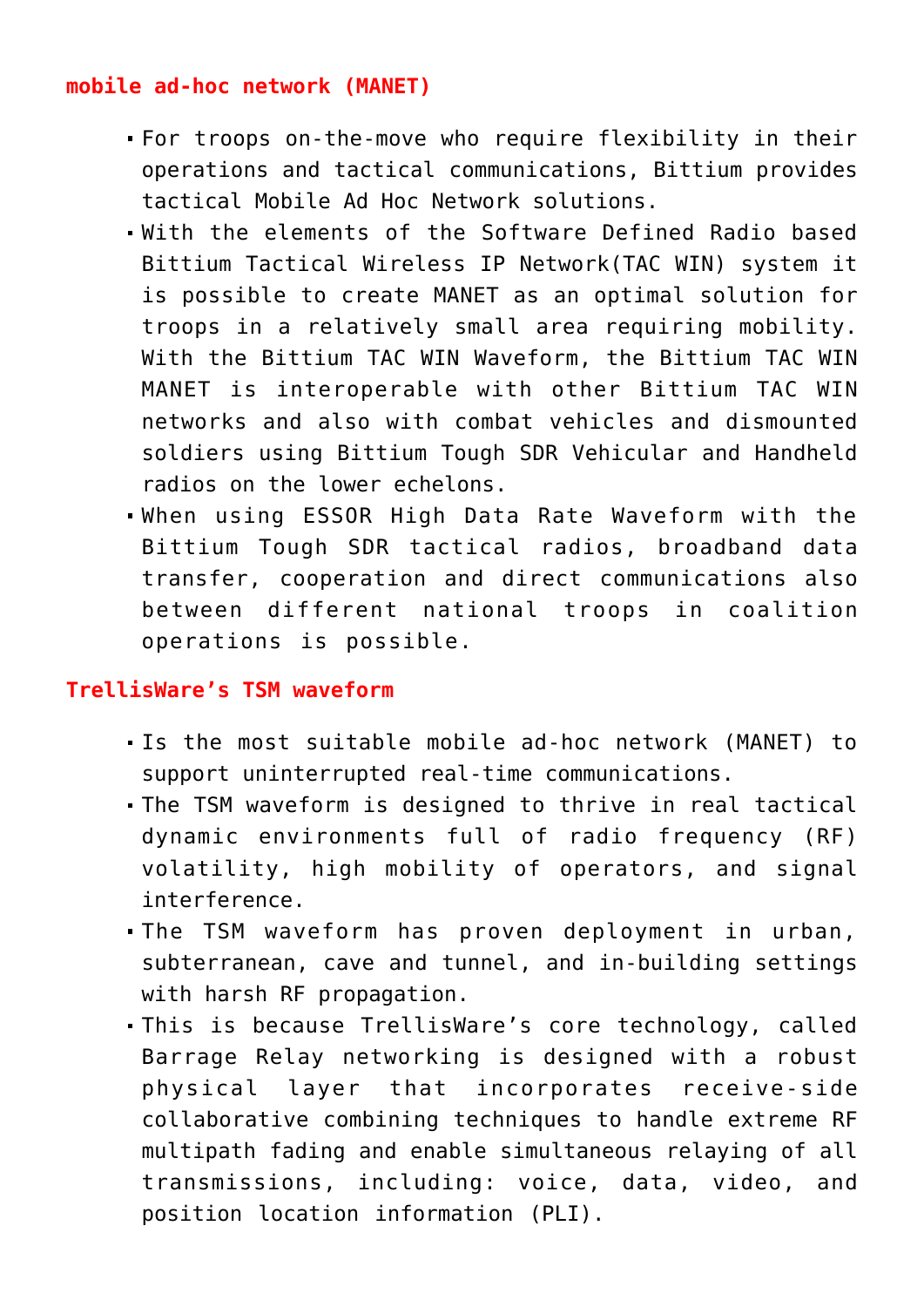## mobile ad-hoc network (MANET)

- For troops on-the-move who require flexibility in their operations and tactical communications, Bittium provides tactical Mobile Ad Hoc Network solutions.
- With the elements of the Software Defined Radio based Bittium Tactical Wireless IP Network(TAC WIN) system it is possible to create MANET as an optimal solution for troops in a relatively small area requiring mobility. With the Bittium TAC WIN Waveform, the Bittium TAC WIN MANET is interoperable with other Bittium TAC WIN networks and also with combat vehicles and dismounted soldiers using Bittium Tough SDR Vehicular and Handheld radios on the lower echelons.
- When using ESSOR High Data Rate Waveform with the Bittium Tough SDR tactical radios, broadband data transfer, cooperation and direct communications also between different national troops in coalition operations is possible.

## TrellisWare's TSM waveform

- Is the most suitable mobile ad-hoc network (MANET) to support uninterrupted real-time communications.
- The TSM waveform is designed to thrive in real tactical dynamic environments full of radio frequency (RF) volatility, high mobility of operators, and signal interference.
- The TSM waveform has proven deployment in urban, subterranean, cave and tunnel, and in-building settings with harsh RF propagation.
- This is because TrellisWare's core technology, called Barrage Relay networking is designed with a robust physical layer that incorporates receive-side collaborative combining techniques to handle extreme RF multipath fading and enable simultaneous relaying of all transmissions, including: voice, data, video, and position location information (PLI).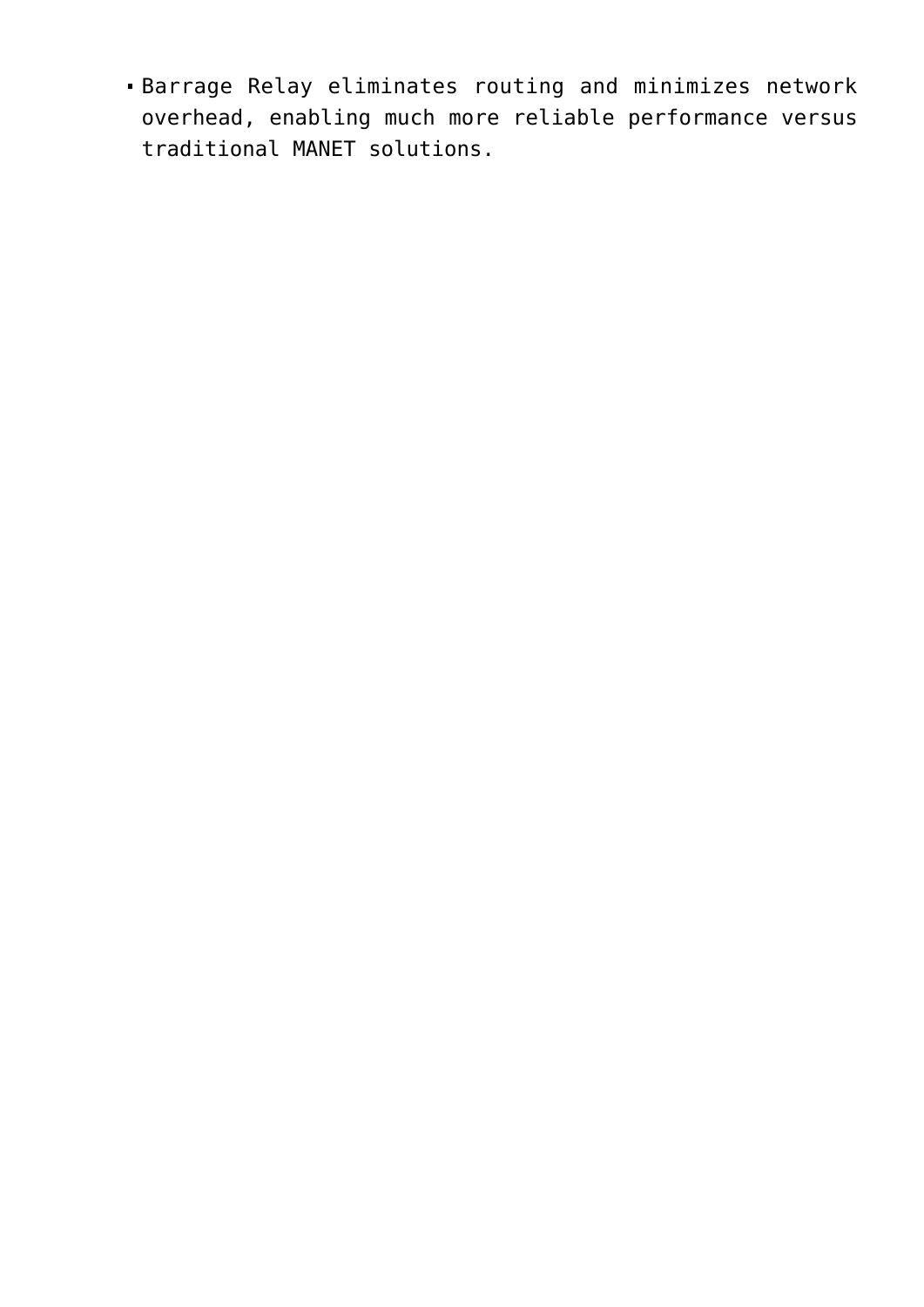- Barrage Relay eliminates routing and minimizes network overhead, enabling much more reliable performance versus traditional MANET solutions.